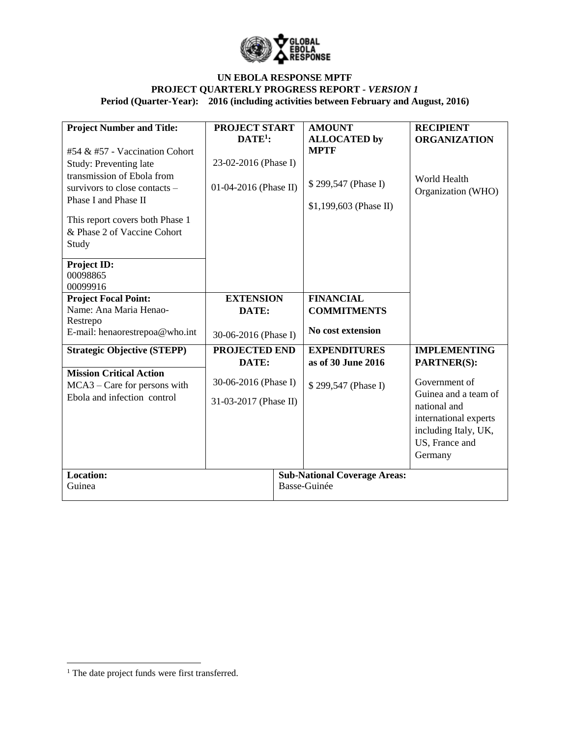**UN EBOLA RESPONSE MPTF**
**PROJECT QUARTERLY PROGRESS REPORT -** ***VERSION 1***
**Period (Quarter-Year): 2016 (including activities between February and August, 2016)**

| **Project Number and Title:**<br><br>#54 & #57 - Vaccination Cohort Study: Preventing late transmission of Ebola from survivors to close contacts – Phase I and Phase II<br><br>This report covers both Phase 1 & Phase 2 of Vaccine Cohort Study | **PROJECT START DATE[1]:**<br><br>23-02-2016 (Phase I)<br><br>01-04-2016 (Phase II) | **AMOUNT ALLOCATED by MPTF**<br><br>$ 299,547 (Phase I)<br><br>$1,199,603 (Phase II) | **RECIPIENT ORGANIZATION**<br><br>World Health Organization (WHO) |
|---|---|---|---|
| **Project ID:**<br>00098865<br>00099916 | | | |
| **Project Focal Point:**<br>Name: Ana Maria Henao-Restrepo<br>E-mail: henaorestrepoa@who.int | **EXTENSION DATE:**<br><br>30-06-2016 (Phase I) | **FINANCIAL COMMITMENTS**<br><br>**No cost extension** | |
| **Strategic Objective (STEPP)** | **PROJECTED END DATE:**<br><br>30-06-2016 (Phase I)<br><br>31-03-2017 (Phase II) | **EXPENDITURES as of 30 June 2016**<br><br>$ 299,547 (Phase I) | **IMPLEMENTING PARTNER(S):**<br><br>Government of Guinea and a team of national and international experts including Italy, UK, US, France and Germany |
| **Mission Critical Action**<br>MCA3 – Care for persons with Ebola and infection control | | | |
| **Location:**<br>Guinea | | **Sub-National Coverage Areas:**<br>Basse-Guinée | |

[1] The date project funds were first transferred.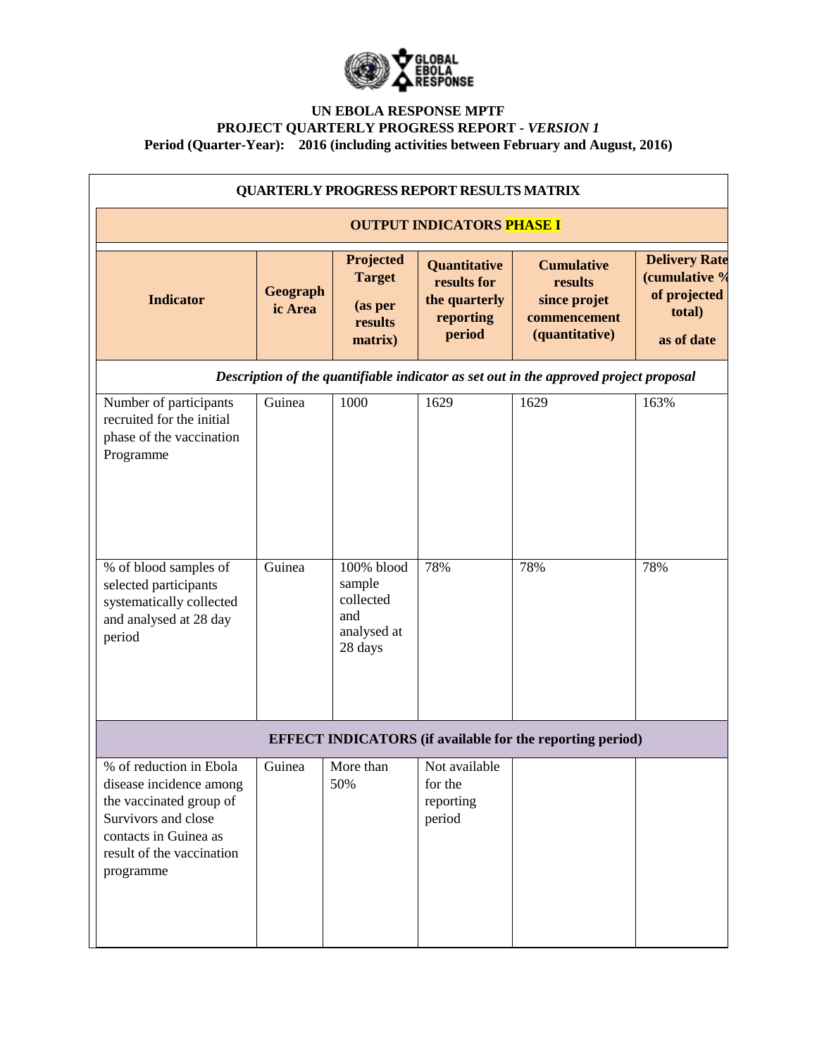**UN EBOLA RESPONSE MPTF**
**PROJECT QUARTERLY PROGRESS REPORT -** ***VERSION 1***
**Period (Quarter-Year): 2016 (including activities between February and August, 2016)**

| **QUARTERLY PROGRESS REPORT RESULTS MATRIX** | | | | | |
|---|---|---|---|---|---|
| **OUTPUT INDICATORS PHASE I** | | | | | |
| **Indicator** | **Geographic Area** | **Projected Target (as per results matrix)** | **Quantitative results for the quarterly reporting period** | **Cumulative results since projet commencement (quantitative)** | **Delivery Rate (cumulative % of projected total) as of date** |
| ***Description of the quantifiable indicator as set out in the approved project proposal*** | | | | | |
| Number of participants recruited for the initial phase of the vaccination Programme | Guinea | 1000 | 1629 | 1629 | 163% |
| % of blood samples of selected participants systematically collected and analysed at 28 day period | Guinea | 100% blood sample collected and analysed at 28 days | 78% | 78% | 78% |
| **EFFECT INDICATORS (if available for the reporting period)** | | | | | |
| % of reduction in Ebola disease incidence among the vaccinated group of Survivors and close contacts in Guinea as result of the vaccination programme | Guinea | More than 50% | Not available for the reporting period | | |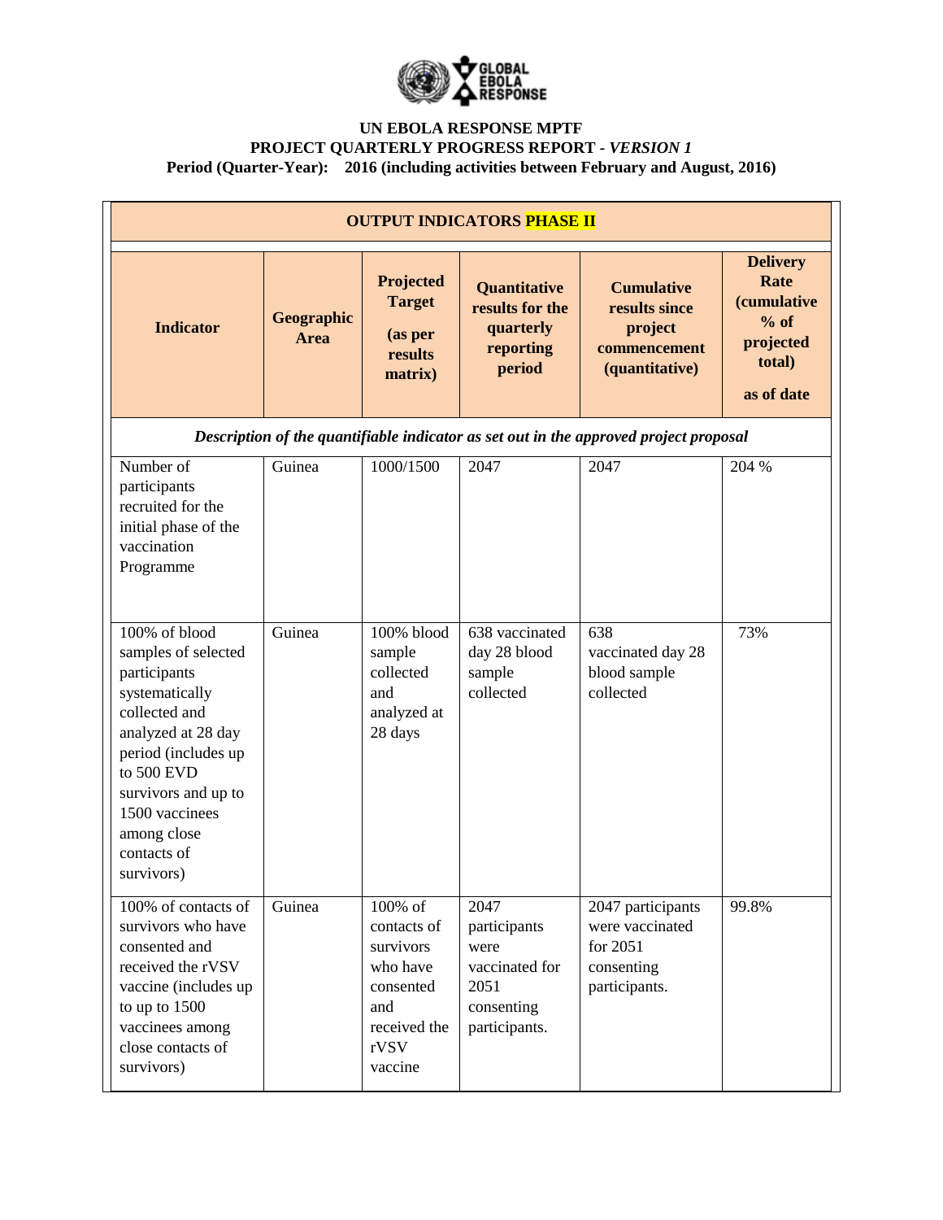**UN EBOLA RESPONSE MPTF**
**PROJECT QUARTERLY PROGRESS REPORT -** ***VERSION 1***
**Period (Quarter-Year): 2016 (including activities between February and August, 2016)**

| **OUTPUT INDICATORS PHASE II** | | | | | |
|---|---|---|---|---|---|
| **Indicator** | **Geographic Area** | **Projected Target (as per results matrix)** | **Quantitative results for the quarterly reporting period** | **Cumulative results since project commencement (quantitative)** | **Delivery Rate (cumulative % of projected total) as of date** |
| ***Description of the quantifiable indicator as set out in the approved project proposal*** | | | | | |
| Number of participants recruited for the initial phase of the vaccination Programme | Guinea | 1000/1500 | 2047 | 2047 | 204 % |
| 100% of blood samples of selected participants systematically collected and analyzed at 28 day period (includes up to 500 EVD survivors and up to 1500 vaccinees among close contacts of survivors) | Guinea | 100% blood sample collected and analyzed at 28 days | 638 vaccinated day 28 blood sample collected | 638 vaccinated day 28 blood sample collected | 73% |
| 100% of contacts of survivors who have consented and received the rVSV vaccine (includes up to up to 1500 vaccinees among close contacts of survivors) | Guinea | 100% of contacts of survivors who have consented and received the rVSV vaccine | 2047 participants were vaccinated for 2051 consenting participants. | 2047 participants were vaccinated for 2051 consenting participants. | 99.8% |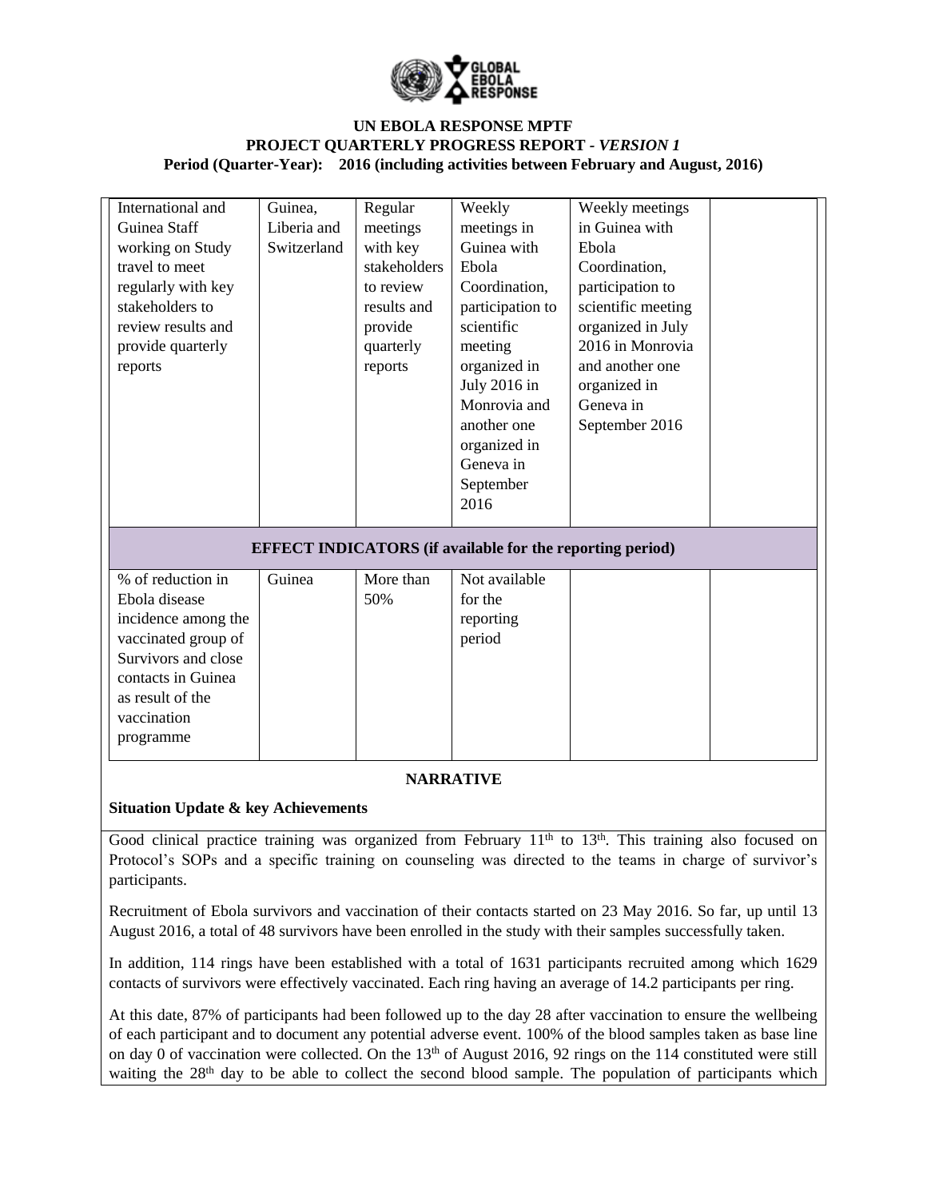**UN EBOLA RESPONSE MPTF**
**PROJECT QUARTERLY PROGRESS REPORT -** ***VERSION 1***
**Period (Quarter-Year): 2016 (including activities between February and August, 2016)**

| | | | | | |
|---|---|---|---|---|---|
| International and Guinea Staff working on Study travel to meet regularly with key stakeholders to review results and provide quarterly reports | Guinea, Liberia and Switzerland | Regular meetings with key stakeholders to review results and provide quarterly reports | Weekly meetings in Guinea with Ebola Coordination, participation to scientific meeting organized in July 2016 in Monrovia and another one organized in Geneva in September 2016 | Weekly meetings in Guinea with Ebola Coordination, participation to scientific meeting organized in July 2016 in Monrovia and another one organized in Geneva in September 2016 | |
| **EFFECT INDICATORS (if available for the reporting period)** | | | | | |
| % of reduction in Ebola disease incidence among the vaccinated group of Survivors and close contacts in Guinea as result of the vaccination programme | Guinea | More than 50% | Not available for the reporting period | | |

**NARRATIVE**

**Situation Update & key Achievements**

Good clinical practice training was organized from February 11th to 13th. This training also focused on Protocol's SOPs and a specific training on counseling was directed to the teams in charge of survivor's participants.

Recruitment of Ebola survivors and vaccination of their contacts started on 23 May 2016. So far, up until 13 August 2016, a total of 48 survivors have been enrolled in the study with their samples successfully taken.

In addition, 114 rings have been established with a total of 1631 participants recruited among which 1629 contacts of survivors were effectively vaccinated. Each ring having an average of 14.2 participants per ring.

At this date, 87% of participants had been followed up to the day 28 after vaccination to ensure the wellbeing of each participant and to document any potential adverse event. 100% of the blood samples taken as base line on day 0 of vaccination were collected. On the 13th of August 2016, 92 rings on the 114 constituted were still waiting the 28th day to be able to collect the second blood sample. The population of participants which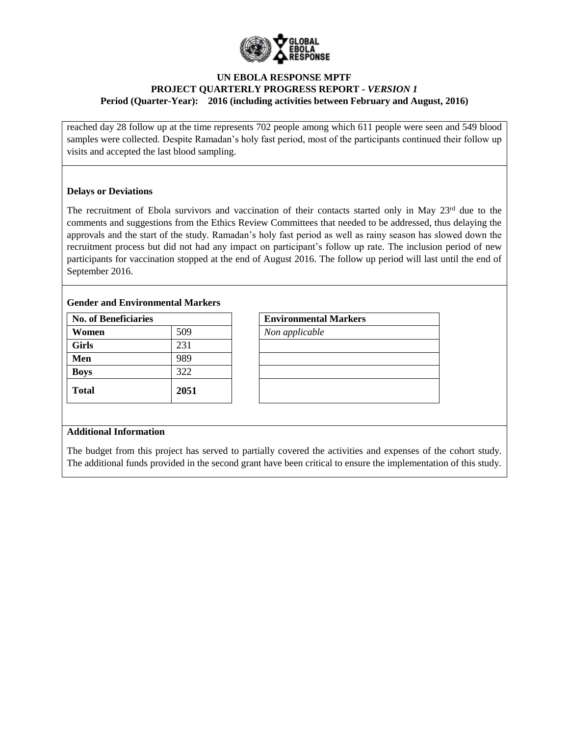reached day 28 follow up at the time represents 702 people among which 611 people were seen and 549 blood samples were collected. Despite Ramadan's holy fast period, most of the participants continued their follow up visits and accepted the last blood sampling.

**Delays or Deviations**

The recruitment of Ebola survivors and vaccination of their contacts started only in May 23rd due to the comments and suggestions from the Ethics Review Committees that needed to be addressed, thus delaying the approvals and the start of the study. Ramadan's holy fast period as well as rainy season has slowed down the recruitment process but did not had any impact on participant's follow up rate. The inclusion period of new participants for vaccination stopped at the end of August 2016. The follow up period will last until the end of September 2016.

**Gender and Environmental Markers**

| No. of Beneficiaries | |
|---|---|
| **Women** | 509 |
| **Girls** | 231 |
| **Men** | 989 |
| **Boys** | 322 |
| **Total** | **2051** |

| Environmental Markers |
|---|
| *Non applicable* |
| |
| |
| |
| |

**Additional Information**

The budget from this project has served to partially covered the activities and expenses of the cohort study. The additional funds provided in the second grant have been critical to ensure the implementation of this study.